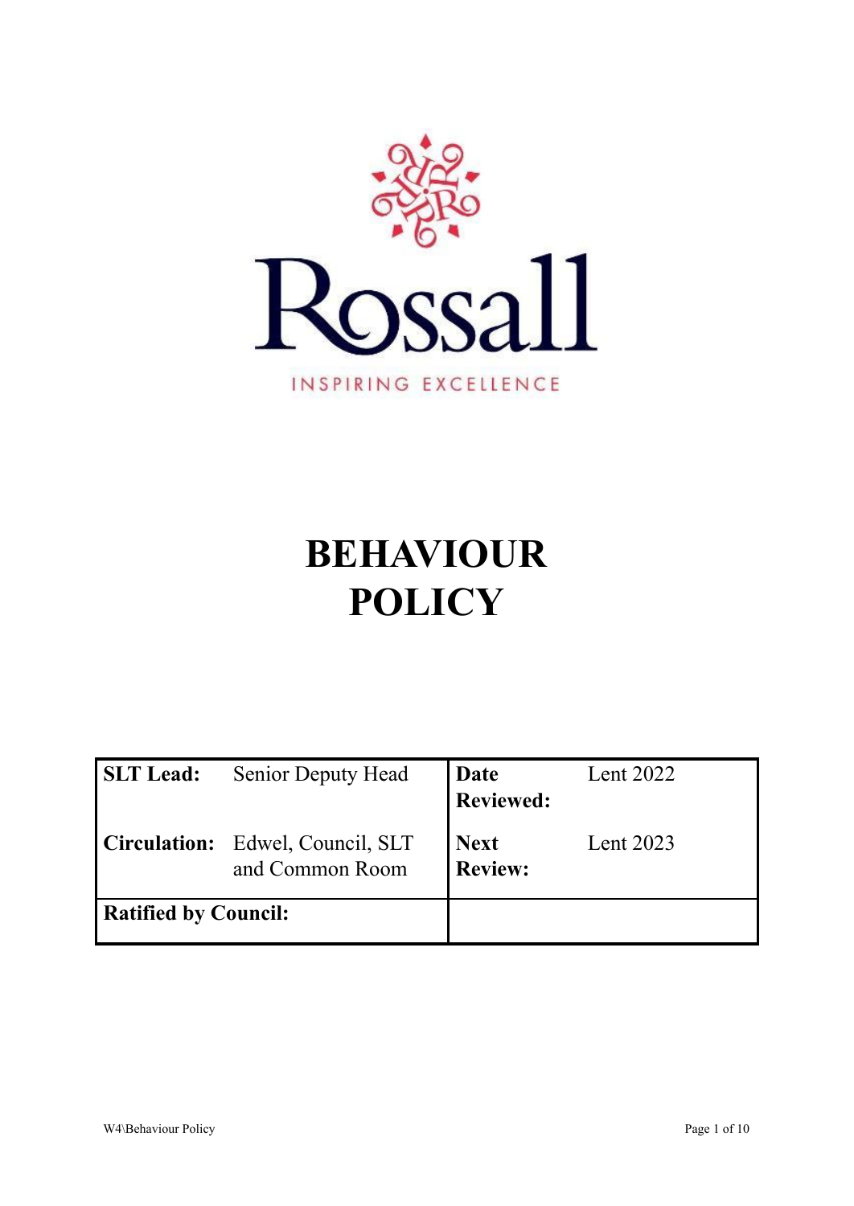Rossall

INSPIRING EXCELLENCE

# BEHAVIOUR POLICY

| **SLT Lead:** | Senior Deputy Head | **Date Reviewed:** | Lent 2022 |
|---|---|---|---|
| **Circulation:** | Edwel, Council, SLT and Common Room | **Next Review:** | Lent 2023 |
| **Ratified by Council:** | | | |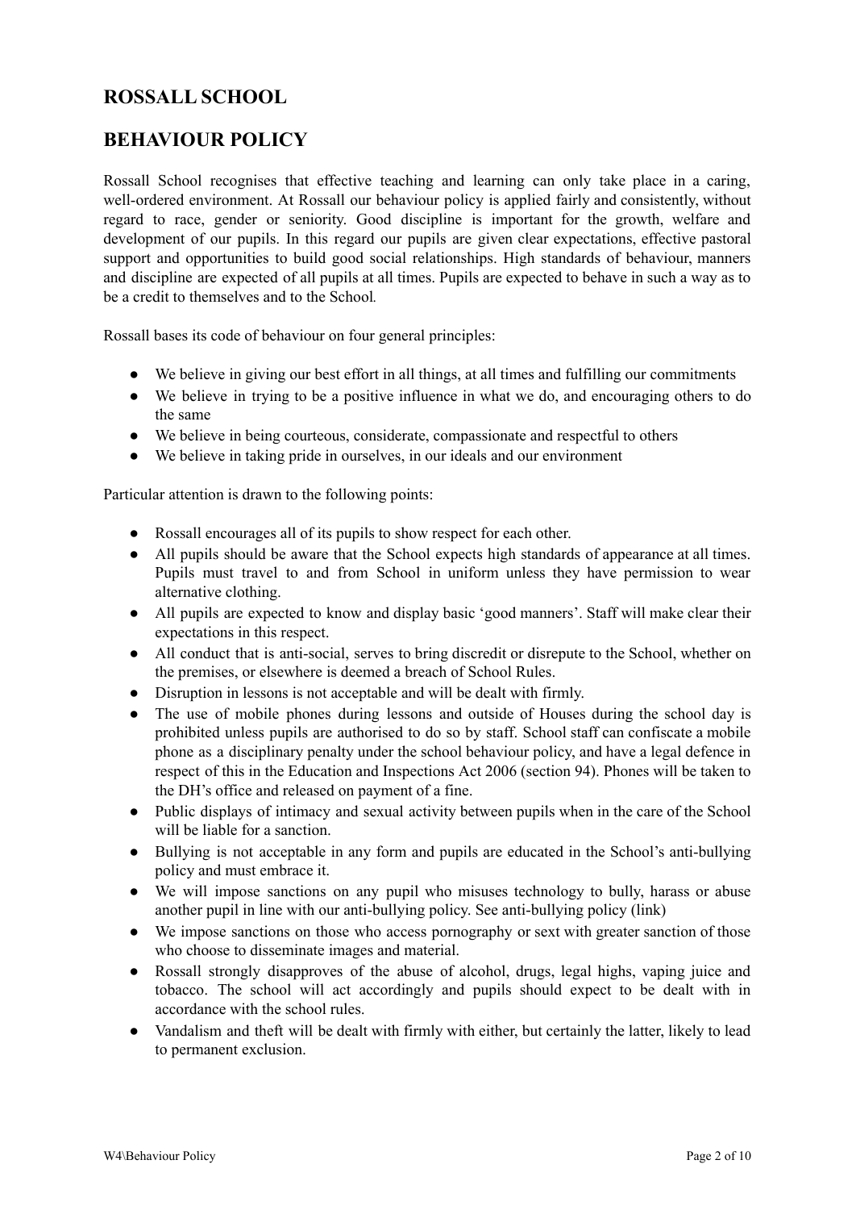## ROSSALL SCHOOL

## BEHAVIOUR POLICY

Rossall School recognises that effective teaching and learning can only take place in a caring, well-ordered environment. At Rossall our behaviour policy is applied fairly and consistently, without regard to race, gender or seniority. Good discipline is important for the growth, welfare and development of our pupils. In this regard our pupils are given clear expectations, effective pastoral support and opportunities to build good social relationships. High standards of behaviour, manners and discipline are expected of all pupils at all times. Pupils are expected to behave in such a way as to be a credit to themselves and to the School.

Rossall bases its code of behaviour on four general principles:

- We believe in giving our best effort in all things, at all times and fulfilling our commitments
- We believe in trying to be a positive influence in what we do, and encouraging others to do the same
- We believe in being courteous, considerate, compassionate and respectful to others
- We believe in taking pride in ourselves, in our ideals and our environment

Particular attention is drawn to the following points:

- Rossall encourages all of its pupils to show respect for each other.
- All pupils should be aware that the School expects high standards of appearance at all times. Pupils must travel to and from School in uniform unless they have permission to wear alternative clothing.
- All pupils are expected to know and display basic 'good manners'. Staff will make clear their expectations in this respect.
- All conduct that is anti-social, serves to bring discredit or disrepute to the School, whether on the premises, or elsewhere is deemed a breach of School Rules.
- Disruption in lessons is not acceptable and will be dealt with firmly.
- The use of mobile phones during lessons and outside of Houses during the school day is prohibited unless pupils are authorised to do so by staff. School staff can confiscate a mobile phone as a disciplinary penalty under the school behaviour policy, and have a legal defence in respect of this in the Education and Inspections Act 2006 (section 94). Phones will be taken to the DH's office and released on payment of a fine.
- Public displays of intimacy and sexual activity between pupils when in the care of the School will be liable for a sanction.
- Bullying is not acceptable in any form and pupils are educated in the School's anti-bullying policy and must embrace it.
- We will impose sanctions on any pupil who misuses technology to bully, harass or abuse another pupil in line with our anti-bullying policy. See anti-bullying policy (link)
- We impose sanctions on those who access pornography or sext with greater sanction of those who choose to disseminate images and material.
- Rossall strongly disapproves of the abuse of alcohol, drugs, legal highs, vaping juice and tobacco. The school will act accordingly and pupils should expect to be dealt with in accordance with the school rules.
- Vandalism and theft will be dealt with firmly with either, but certainly the latter, likely to lead to permanent exclusion.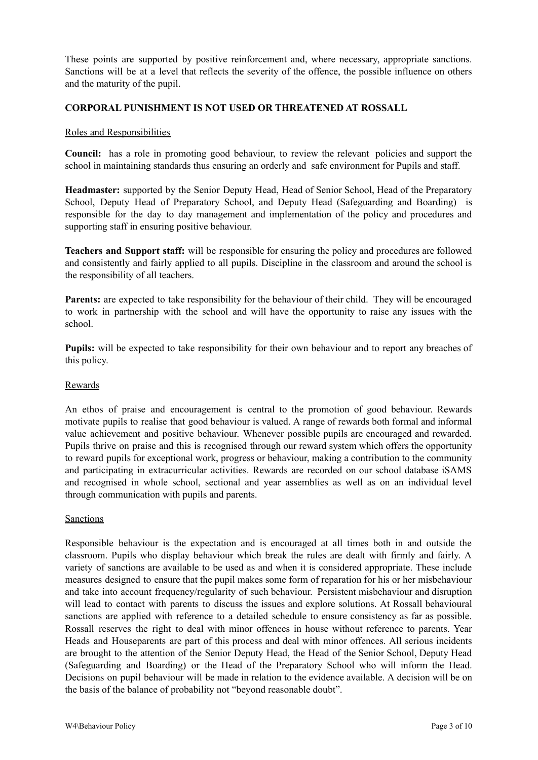These points are supported by positive reinforcement and, where necessary, appropriate sanctions. Sanctions will be at a level that reflects the severity of the offence, the possible influence on others and the maturity of the pupil.

**CORPORAL PUNISHMENT IS NOT USED OR THREATENED AT ROSSALL**

## Roles and Responsibilities

**Council:** has a role in promoting good behaviour, to review the relevant policies and support the school in maintaining standards thus ensuring an orderly and safe environment for Pupils and staff.

**Headmaster:** supported by the Senior Deputy Head, Head of Senior School, Head of the Preparatory School, Deputy Head of Preparatory School, and Deputy Head (Safeguarding and Boarding) is responsible for the day to day management and implementation of the policy and procedures and supporting staff in ensuring positive behaviour.

**Teachers and Support staff:** will be responsible for ensuring the policy and procedures are followed and consistently and fairly applied to all pupils. Discipline in the classroom and around the school is the responsibility of all teachers.

**Parents:** are expected to take responsibility for the behaviour of their child. They will be encouraged to work in partnership with the school and will have the opportunity to raise any issues with the school.

**Pupils:** will be expected to take responsibility for their own behaviour and to report any breaches of this policy.

## Rewards

An ethos of praise and encouragement is central to the promotion of good behaviour. Rewards motivate pupils to realise that good behaviour is valued. A range of rewards both formal and informal value achievement and positive behaviour. Whenever possible pupils are encouraged and rewarded. Pupils thrive on praise and this is recognised through our reward system which offers the opportunity to reward pupils for exceptional work, progress or behaviour, making a contribution to the community and participating in extracurricular activities. Rewards are recorded on our school database iSAMS and recognised in whole school, sectional and year assemblies as well as on an individual level through communication with pupils and parents.

## Sanctions

Responsible behaviour is the expectation and is encouraged at all times both in and outside the classroom. Pupils who display behaviour which break the rules are dealt with firmly and fairly. A variety of sanctions are available to be used as and when it is considered appropriate. These include measures designed to ensure that the pupil makes some form of reparation for his or her misbehaviour and take into account frequency/regularity of such behaviour. Persistent misbehaviour and disruption will lead to contact with parents to discuss the issues and explore solutions. At Rossall behavioural sanctions are applied with reference to a detailed schedule to ensure consistency as far as possible. Rossall reserves the right to deal with minor offences in house without reference to parents. Year Heads and Houseparents are part of this process and deal with minor offences. All serious incidents are brought to the attention of the Senior Deputy Head, the Head of the Senior School, Deputy Head (Safeguarding and Boarding) or the Head of the Preparatory School who will inform the Head. Decisions on pupil behaviour will be made in relation to the evidence available. A decision will be on the basis of the balance of probability not "beyond reasonable doubt".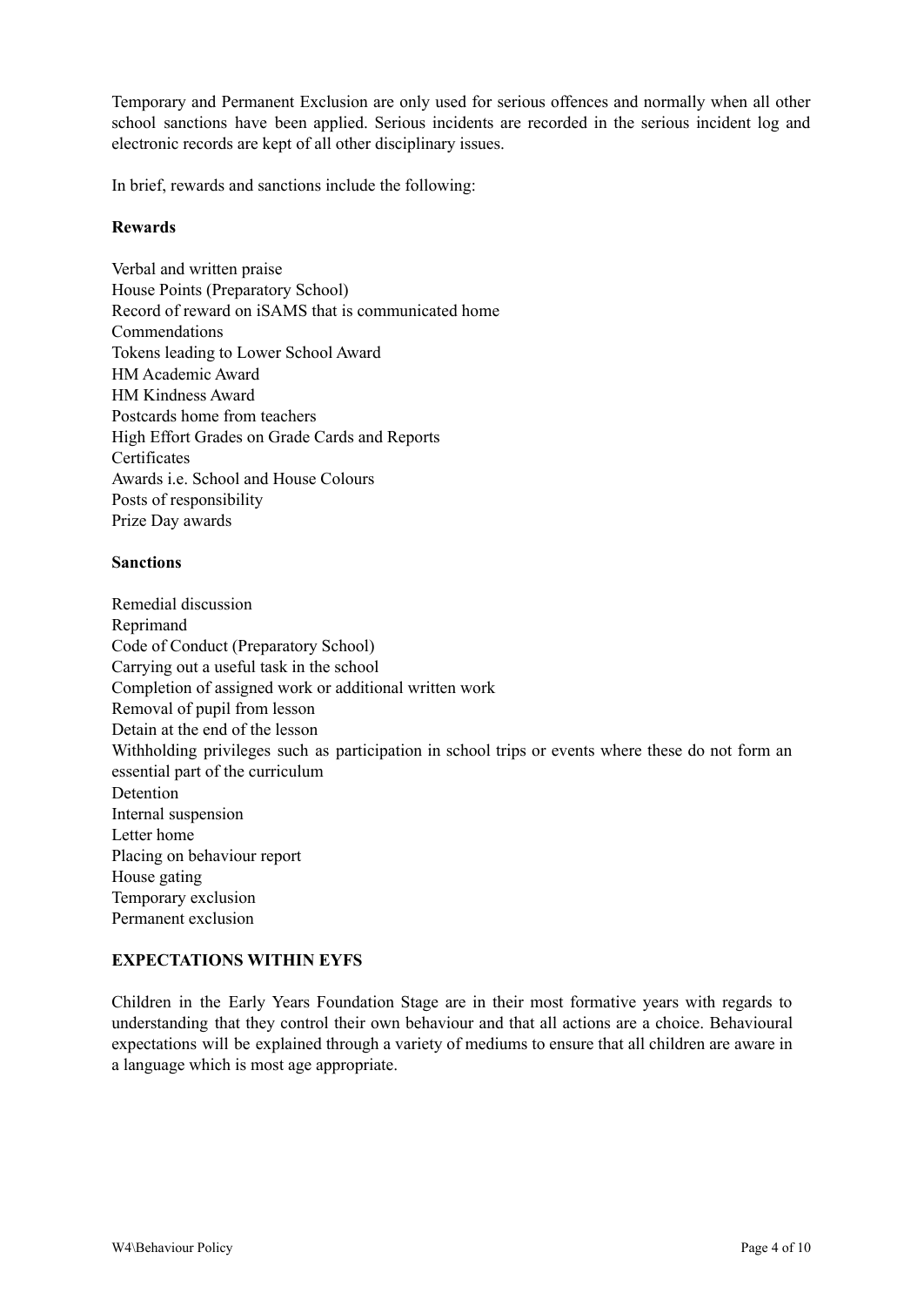Temporary and Permanent Exclusion are only used for serious offences and normally when all other school sanctions have been applied. Serious incidents are recorded in the serious incident log and electronic records are kept of all other disciplinary issues.

In brief, rewards and sanctions include the following:

**Rewards**

Verbal and written praise
House Points (Preparatory School)
Record of reward on iSAMS that is communicated home
Commendations
Tokens leading to Lower School Award
HM Academic Award
HM Kindness Award
Postcards home from teachers
High Effort Grades on Grade Cards and Reports
Certificates
Awards i.e. School and House Colours
Posts of responsibility
Prize Day awards

**Sanctions**

Remedial discussion
Reprimand
Code of Conduct (Preparatory School)
Carrying out a useful task in the school
Completion of assigned work or additional written work
Removal of pupil from lesson
Detain at the end of the lesson
Withholding privileges such as participation in school trips or events where these do not form an essential part of the curriculum
Detention
Internal suspension
Letter home
Placing on behaviour report
House gating
Temporary exclusion
Permanent exclusion

**EXPECTATIONS WITHIN EYFS**

Children in the Early Years Foundation Stage are in their most formative years with regards to understanding that they control their own behaviour and that all actions are a choice. Behavioural expectations will be explained through a variety of mediums to ensure that all children are aware in a language which is most age appropriate.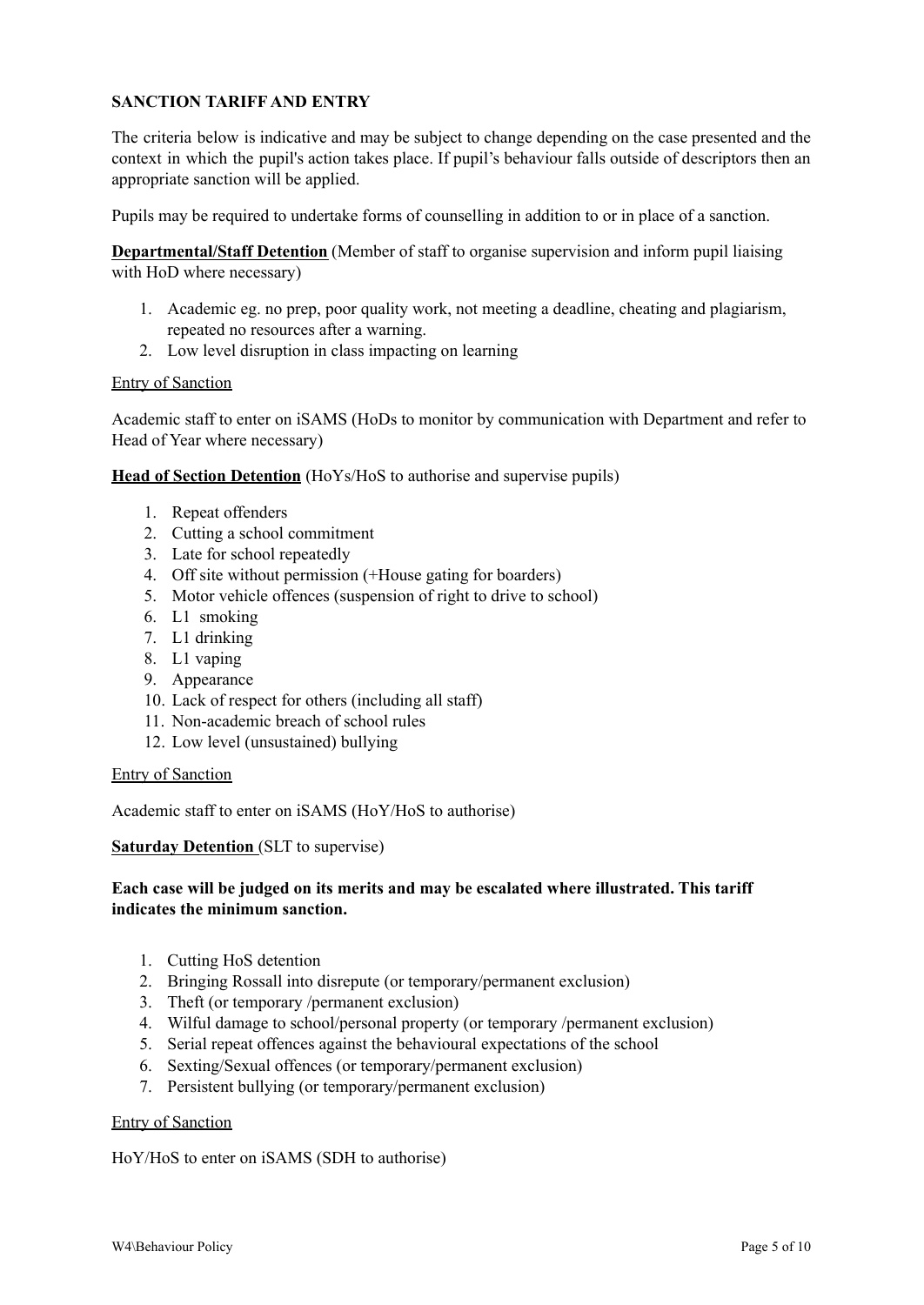**SANCTION TARIFF AND ENTRY**

The criteria below is indicative and may be subject to change depending on the case presented and the context in which the pupil's action takes place. If pupil's behaviour falls outside of descriptors then an appropriate sanction will be applied.

Pupils may be required to undertake forms of counselling in addition to or in place of a sanction.

**Departmental/Staff Detention** (Member of staff to organise supervision and inform pupil liaising with HoD where necessary)

1. Academic eg. no prep, poor quality work, not meeting a deadline, cheating and plagiarism, repeated no resources after a warning.
2. Low level disruption in class impacting on learning

Entry of Sanction

Academic staff to enter on iSAMS (HoDs to monitor by communication with Department and refer to Head of Year where necessary)

**Head of Section Detention** (HoYs/HoS to authorise and supervise pupils)

1. Repeat offenders
2. Cutting a school commitment
3. Late for school repeatedly
4. Off site without permission (+House gating for boarders)
5. Motor vehicle offences (suspension of right to drive to school)
6. L1 smoking
7. L1 drinking
8. L1 vaping
9. Appearance
10. Lack of respect for others (including all staff)
11. Non-academic breach of school rules
12. Low level (unsustained) bullying

Entry of Sanction

Academic staff to enter on iSAMS (HoY/HoS to authorise)

**Saturday Detention** (SLT to supervise)

**Each case will be judged on its merits and may be escalated where illustrated. This tariff indicates the minimum sanction.**

1. Cutting HoS detention
2. Bringing Rossall into disrepute (or temporary/permanent exclusion)
3. Theft (or temporary /permanent exclusion)
4. Wilful damage to school/personal property (or temporary /permanent exclusion)
5. Serial repeat offences against the behavioural expectations of the school
6. Sexting/Sexual offences (or temporary/permanent exclusion)
7. Persistent bullying (or temporary/permanent exclusion)

Entry of Sanction

HoY/HoS to enter on iSAMS (SDH to authorise)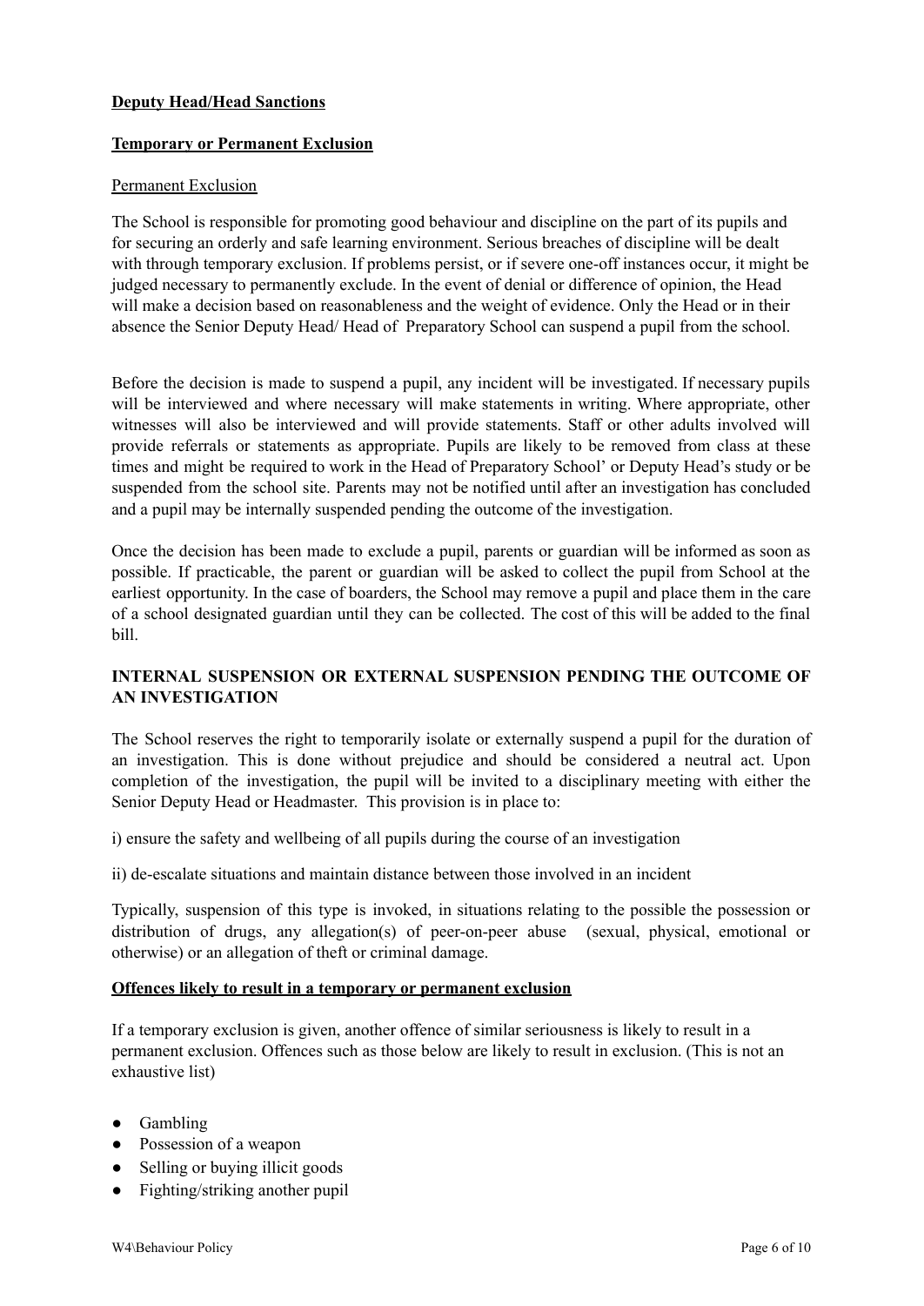**Deputy Head/Head Sanctions**

**Temporary or Permanent Exclusion**

Permanent Exclusion

The School is responsible for promoting good behaviour and discipline on the part of its pupils and for securing an orderly and safe learning environment. Serious breaches of discipline will be dealt with through temporary exclusion. If problems persist, or if severe one-off instances occur, it might be judged necessary to permanently exclude. In the event of denial or difference of opinion, the Head will make a decision based on reasonableness and the weight of evidence. Only the Head or in their absence the Senior Deputy Head/ Head of Preparatory School can suspend a pupil from the school.

Before the decision is made to suspend a pupil, any incident will be investigated. If necessary pupils will be interviewed and where necessary will make statements in writing. Where appropriate, other witnesses will also be interviewed and will provide statements. Staff or other adults involved will provide referrals or statements as appropriate. Pupils are likely to be removed from class at these times and might be required to work in the Head of Preparatory School' or Deputy Head's study or be suspended from the school site. Parents may not be notified until after an investigation has concluded and a pupil may be internally suspended pending the outcome of the investigation.

Once the decision has been made to exclude a pupil, parents or guardian will be informed as soon as possible. If practicable, the parent or guardian will be asked to collect the pupil from School at the earliest opportunity. In the case of boarders, the School may remove a pupil and place them in the care of a school designated guardian until they can be collected. The cost of this will be added to the final bill.

**INTERNAL SUSPENSION OR EXTERNAL SUSPENSION PENDING THE OUTCOME OF AN INVESTIGATION**

The School reserves the right to temporarily isolate or externally suspend a pupil for the duration of an investigation. This is done without prejudice and should be considered a neutral act. Upon completion of the investigation, the pupil will be invited to a disciplinary meeting with either the Senior Deputy Head or Headmaster. This provision is in place to:

i) ensure the safety and wellbeing of all pupils during the course of an investigation

ii) de-escalate situations and maintain distance between those involved in an incident

Typically, suspension of this type is invoked, in situations relating to the possible the possession or distribution of drugs, any allegation(s) of peer-on-peer abuse (sexual, physical, emotional or otherwise) or an allegation of theft or criminal damage.

**Offences likely to result in a temporary or permanent exclusion**

If a temporary exclusion is given, another offence of similar seriousness is likely to result in a permanent exclusion. Offences such as those below are likely to result in exclusion. (This is not an exhaustive list)

- Gambling
- Possession of a weapon
- Selling or buying illicit goods
- Fighting/striking another pupil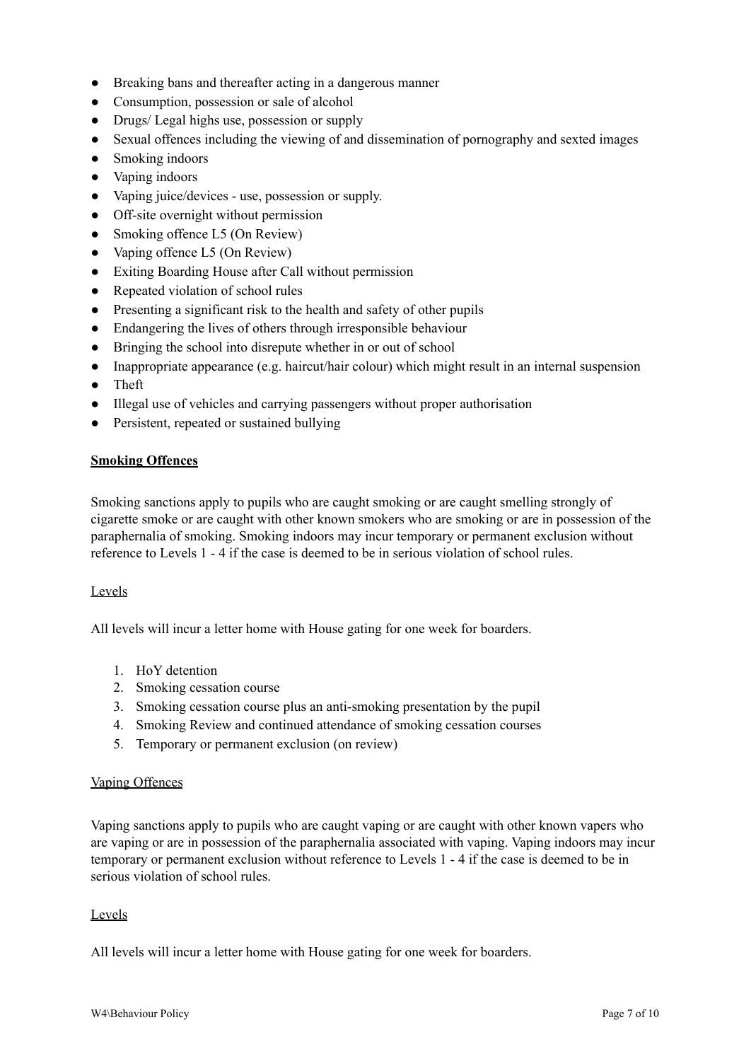- Breaking bans and thereafter acting in a dangerous manner
- Consumption, possession or sale of alcohol
- Drugs/ Legal highs use, possession or supply
- Sexual offences including the viewing of and dissemination of pornography and sexted images
- Smoking indoors
- Vaping indoors
- Vaping juice/devices - use, possession or supply.
- Off-site overnight without permission
- Smoking offence L5 (On Review)
- Vaping offence L5 (On Review)
- Exiting Boarding House after Call without permission
- Repeated violation of school rules
- Presenting a significant risk to the health and safety of other pupils
- Endangering the lives of others through irresponsible behaviour
- Bringing the school into disrepute whether in or out of school
- Inappropriate appearance (e.g. haircut/hair colour) which might result in an internal suspension
- Theft
- Illegal use of vehicles and carrying passengers without proper authorisation
- Persistent, repeated or sustained bullying

## Smoking Offences

Smoking sanctions apply to pupils who are caught smoking or are caught smelling strongly of cigarette smoke or are caught with other known smokers who are smoking or are in possession of the paraphernalia of smoking. Smoking indoors may incur temporary or permanent exclusion without reference to Levels 1 - 4 if the case is deemed to be in serious violation of school rules.

### Levels

All levels will incur a letter home with House gating for one week for boarders.

1. HoY detention
2. Smoking cessation course
3. Smoking cessation course plus an anti-smoking presentation by the pupil
4. Smoking Review and continued attendance of smoking cessation courses
5. Temporary or permanent exclusion (on review)

### Vaping Offences

Vaping sanctions apply to pupils who are caught vaping or are caught with other known vapers who are vaping or are in possession of the paraphernalia associated with vaping. Vaping indoors may incur temporary or permanent exclusion without reference to Levels 1 - 4 if the case is deemed to be in serious violation of school rules.

### Levels

All levels will incur a letter home with House gating for one week for boarders.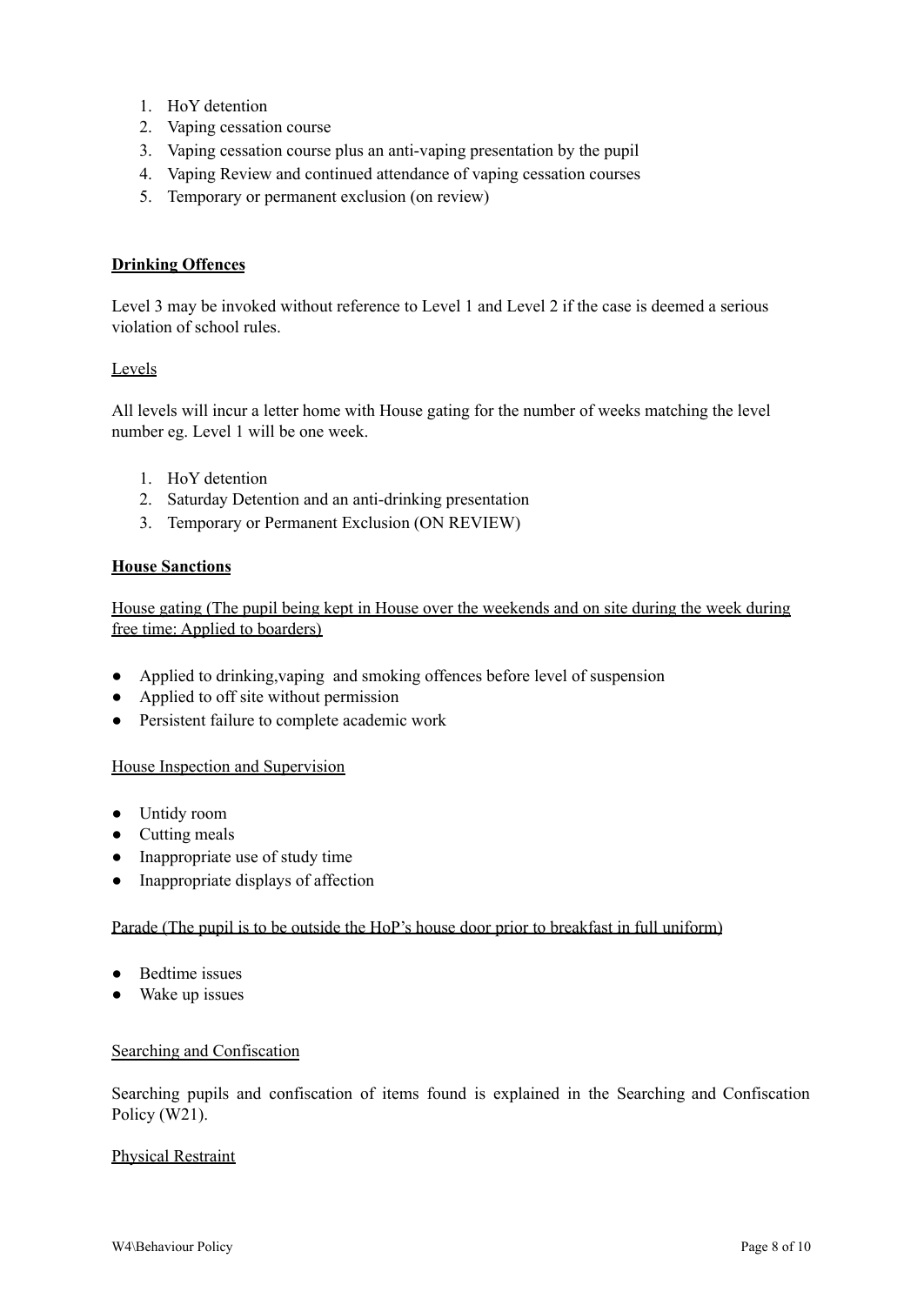1. HoY detention
2. Vaping cessation course
3. Vaping cessation course plus an anti-vaping presentation by the pupil
4. Vaping Review and continued attendance of vaping cessation courses
5. Temporary or permanent exclusion (on review)

**Drinking Offences**

Level 3 may be invoked without reference to Level 1 and Level 2 if the case is deemed a serious violation of school rules.

Levels

All levels will incur a letter home with House gating for the number of weeks matching the level number eg. Level 1 will be one week.

1. HoY detention
2. Saturday Detention and an anti-drinking presentation
3. Temporary or Permanent Exclusion (ON REVIEW)

**House Sanctions**

House gating (The pupil being kept in House over the weekends and on site during the week during free time: Applied to boarders)

- Applied to drinking,vaping and smoking offences before level of suspension
- Applied to off site without permission
- Persistent failure to complete academic work

House Inspection and Supervision

- Untidy room
- Cutting meals
- Inappropriate use of study time
- Inappropriate displays of affection

Parade (The pupil is to be outside the HoP's house door prior to breakfast in full uniform)

- Bedtime issues
- Wake up issues

Searching and Confiscation

Searching pupils and confiscation of items found is explained in the Searching and Confiscation Policy (W21).

Physical Restraint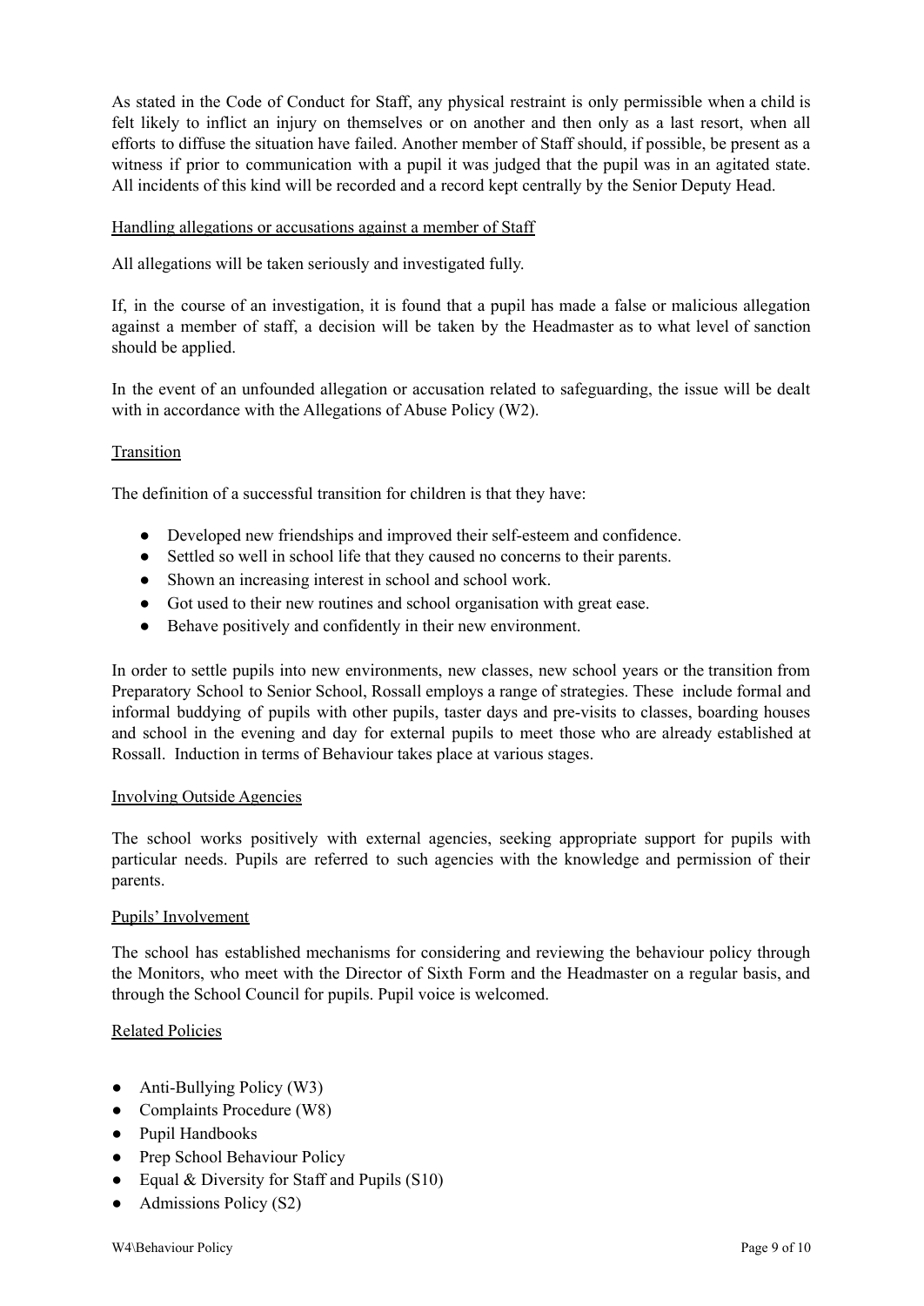As stated in the Code of Conduct for Staff, any physical restraint is only permissible when a child is felt likely to inflict an injury on themselves or on another and then only as a last resort, when all efforts to diffuse the situation have failed. Another member of Staff should, if possible, be present as a witness if prior to communication with a pupil it was judged that the pupil was in an agitated state. All incidents of this kind will be recorded and a record kept centrally by the Senior Deputy Head.

## Handling allegations or accusations against a member of Staff

All allegations will be taken seriously and investigated fully.

If, in the course of an investigation, it is found that a pupil has made a false or malicious allegation against a member of staff, a decision will be taken by the Headmaster as to what level of sanction should be applied.

In the event of an unfounded allegation or accusation related to safeguarding, the issue will be dealt with in accordance with the Allegations of Abuse Policy (W2).

## Transition

The definition of a successful transition for children is that they have:

- Developed new friendships and improved their self-esteem and confidence.
- Settled so well in school life that they caused no concerns to their parents.
- Shown an increasing interest in school and school work.
- Got used to their new routines and school organisation with great ease.
- Behave positively and confidently in their new environment.

In order to settle pupils into new environments, new classes, new school years or the transition from Preparatory School to Senior School, Rossall employs a range of strategies. These include formal and informal buddying of pupils with other pupils, taster days and pre-visits to classes, boarding houses and school in the evening and day for external pupils to meet those who are already established at Rossall. Induction in terms of Behaviour takes place at various stages.

## Involving Outside Agencies

The school works positively with external agencies, seeking appropriate support for pupils with particular needs. Pupils are referred to such agencies with the knowledge and permission of their parents.

## Pupils' Involvement

The school has established mechanisms for considering and reviewing the behaviour policy through the Monitors, who meet with the Director of Sixth Form and the Headmaster on a regular basis, and through the School Council for pupils. Pupil voice is welcomed.

## Related Policies

- Anti-Bullying Policy (W3)
- Complaints Procedure (W8)
- Pupil Handbooks
- Prep School Behaviour Policy
- Equal & Diversity for Staff and Pupils (S10)
- Admissions Policy (S2)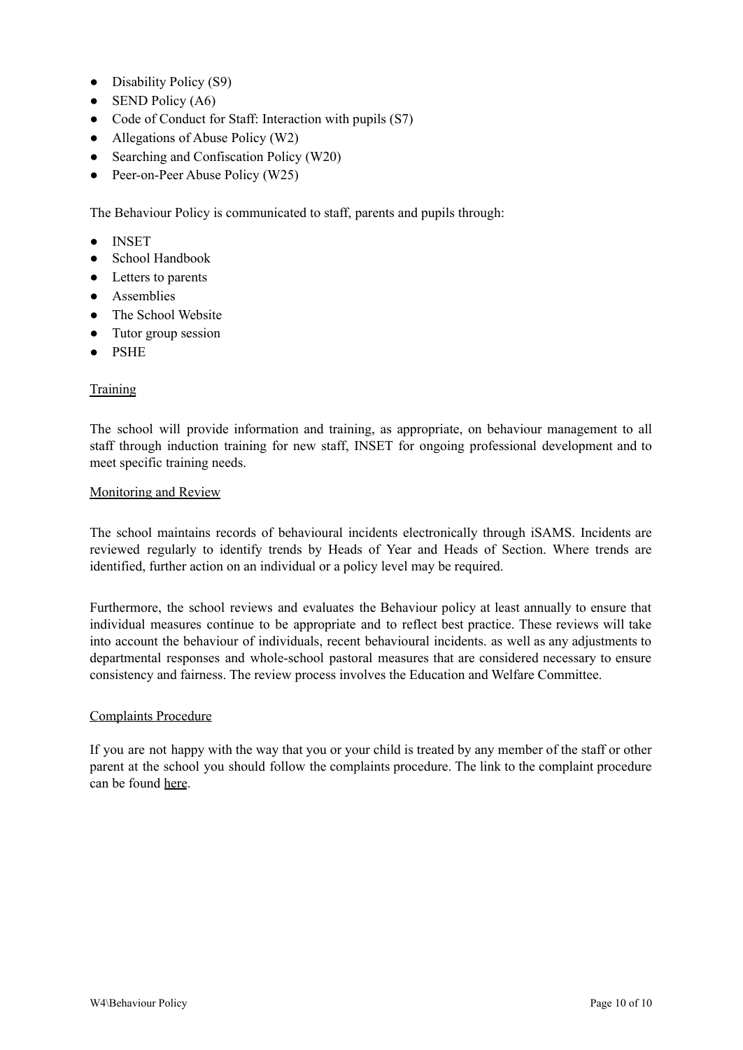- Disability Policy (S9)
- SEND Policy (A6)
- Code of Conduct for Staff: Interaction with pupils (S7)
- Allegations of Abuse Policy (W2)
- Searching and Confiscation Policy (W20)
- Peer-on-Peer Abuse Policy (W25)

The Behaviour Policy is communicated to staff, parents and pupils through:

- INSET
- School Handbook
- Letters to parents
- Assemblies
- The School Website
- Tutor group session
- PSHE

<u>Training</u>

The school will provide information and training, as appropriate, on behaviour management to all staff through induction training for new staff, INSET for ongoing professional development and to meet specific training needs.

<u>Monitoring and Review</u>

The school maintains records of behavioural incidents electronically through iSAMS. Incidents are reviewed regularly to identify trends by Heads of Year and Heads of Section. Where trends are identified, further action on an individual or a policy level may be required.

Furthermore, the school reviews and evaluates the Behaviour policy at least annually to ensure that individual measures continue to be appropriate and to reflect best practice. These reviews will take into account the behaviour of individuals, recent behavioural incidents. as well as any adjustments to departmental responses and whole-school pastoral measures that are considered necessary to ensure consistency and fairness. The review process involves the Education and Welfare Committee.

<u>Complaints Procedure</u>

If you are not happy with the way that you or your child is treated by any member of the staff or other parent at the school you should follow the complaints procedure. The link to the complaint procedure can be found <u>here</u>.